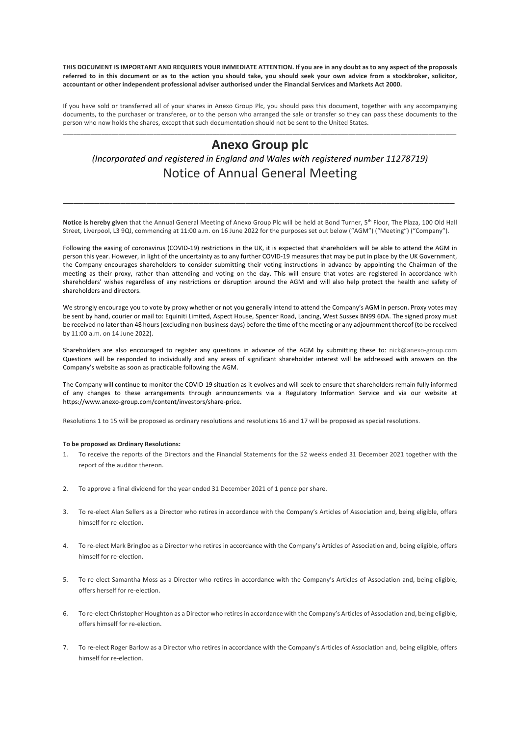**THIS DOCUMENT IS IMPORTANT AND REQUIRES YOUR IMMEDIATE ATTENTION. If you are in any doubt as to any aspect of the proposals referred to in this document or as to the action you should take, you should seek your own advice from a stockbroker, solicitor, accountant or other independent professional adviser authorised under the Financial Services and Markets Act 2000.**

If you have sold or transferred all of your shares in Anexo Group Plc, you should pass this document, together with any accompanying documents, to the purchaser or transferee, or to the person who arranged the sale or transfer so they can pass these documents to the person who now holds the shares, except that such documentation should not be sent to the United States.

---

# Anexo Group plc

*(Incorporated and registered in England and Wales with registered number 11278719)*

## Notice of Annual General Meeting

---

**Notice is hereby given** that the Annual General Meeting of Anexo Group Plc will be held at Bond Turner, 5th Floor, The Plaza, 100 Old Hall Street, Liverpool, L3 9QJ, commencing at 11:00 a.m. on 16 June 2022 for the purposes set out below ("AGM") ("Meeting") ("Company").

Following the easing of coronavirus (COVID-19) restrictions in the UK, it is expected that shareholders will be able to attend the AGM in person this year. However, in light of the uncertainty as to any further COVID-19 measures that may be put in place by the UK Government, the Company encourages shareholders to consider submitting their voting instructions in advance by appointing the Chairman of the meeting as their proxy, rather than attending and voting on the day. This will ensure that votes are registered in accordance with shareholders' wishes regardless of any restrictions or disruption around the AGM and will also help protect the health and safety of shareholders and directors.

We strongly encourage you to vote by proxy whether or not you generally intend to attend the Company's AGM in person. Proxy votes may be sent by hand, courier or mail to: Equiniti Limited, Aspect House, Spencer Road, Lancing, West Sussex BN99 6DA. The signed proxy must be received no later than 48 hours (excluding non-business days) before the time of the meeting or any adjournment thereof (to be received by 11:00 a.m. on 14 June 2022).

Shareholders are also encouraged to register any questions in advance of the AGM by submitting these to: nick@anexo-group.com Questions will be responded to individually and any areas of significant shareholder interest will be addressed with answers on the Company's website as soon as practicable following the AGM.

The Company will continue to monitor the COVID-19 situation as it evolves and will seek to ensure that shareholders remain fully informed of any changes to these arrangements through announcements via a Regulatory Information Service and via our website at https://www.anexo-group.com/content/investors/share-price.

Resolutions 1 to 15 will be proposed as ordinary resolutions and resolutions 16 and 17 will be proposed as special resolutions.

**To be proposed as Ordinary Resolutions:**

1. To receive the reports of the Directors and the Financial Statements for the 52 weeks ended 31 December 2021 together with the report of the auditor thereon.
2. To approve a final dividend for the year ended 31 December 2021 of 1 pence per share.
3. To re-elect Alan Sellers as a Director who retires in accordance with the Company's Articles of Association and, being eligible, offers himself for re-election.
4. To re-elect Mark Bringloe as a Director who retires in accordance with the Company's Articles of Association and, being eligible, offers himself for re-election.
5. To re-elect Samantha Moss as a Director who retires in accordance with the Company's Articles of Association and, being eligible, offers herself for re-election.
6. To re-elect Christopher Houghton as a Director who retires in accordance with the Company's Articles of Association and, being eligible, offers himself for re-election.
7. To re-elect Roger Barlow as a Director who retires in accordance with the Company's Articles of Association and, being eligible, offers himself for re-election.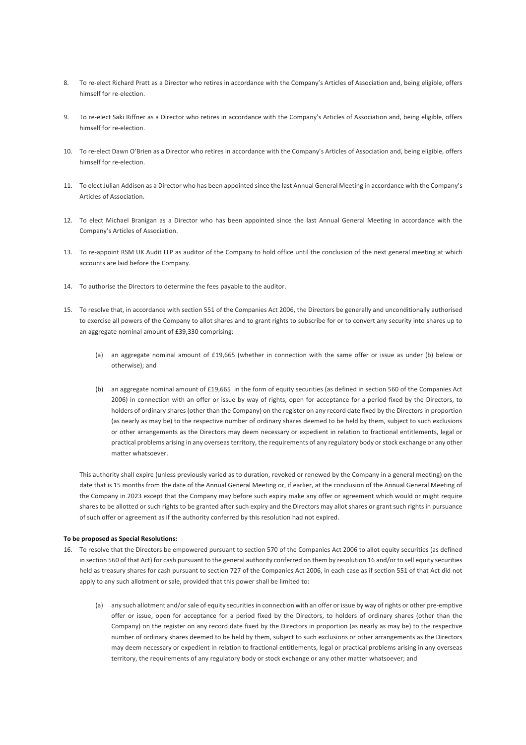8. To re-elect Richard Pratt as a Director who retires in accordance with the Company's Articles of Association and, being eligible, offers himself for re-election.

9. To re-elect Saki Riffner as a Director who retires in accordance with the Company's Articles of Association and, being eligible, offers himself for re-election.

10. To re-elect Dawn O'Brien as a Director who retires in accordance with the Company's Articles of Association and, being eligible, offers himself for re-election.

11. To elect Julian Addison as a Director who has been appointed since the last Annual General Meeting in accordance with the Company's Articles of Association.

12. To elect Michael Branigan as a Director who has been appointed since the last Annual General Meeting in accordance with the Company's Articles of Association.

13. To re-appoint RSM UK Audit LLP as auditor of the Company to hold office until the conclusion of the next general meeting at which accounts are laid before the Company.

14. To authorise the Directors to determine the fees payable to the auditor.

15. To resolve that, in accordance with section 551 of the Companies Act 2006, the Directors be generally and unconditionally authorised to exercise all powers of the Company to allot shares and to grant rights to subscribe for or to convert any security into shares up to an aggregate nominal amount of £39,330 comprising:

    (a) an aggregate nominal amount of £19,665 (whether in connection with the same offer or issue as under (b) below or otherwise); and

    (b) an aggregate nominal amount of £19,665 in the form of equity securities (as defined in section 560 of the Companies Act 2006) in connection with an offer or issue by way of rights, open for acceptance for a period fixed by the Directors, to holders of ordinary shares (other than the Company) on the register on any record date fixed by the Directors in proportion (as nearly as may be) to the respective number of ordinary shares deemed to be held by them, subject to such exclusions or other arrangements as the Directors may deem necessary or expedient in relation to fractional entitlements, legal or practical problems arising in any overseas territory, the requirements of any regulatory body or stock exchange or any other matter whatsoever.

    This authority shall expire (unless previously varied as to duration, revoked or renewed by the Company in a general meeting) on the date that is 15 months from the date of the Annual General Meeting or, if earlier, at the conclusion of the Annual General Meeting of the Company in 2023 except that the Company may before such expiry make any offer or agreement which would or might require shares to be allotted or such rights to be granted after such expiry and the Directors may allot shares or grant such rights in pursuance of such offer or agreement as if the authority conferred by this resolution had not expired.

**To be proposed as Special Resolutions:**

16. To resolve that the Directors be empowered pursuant to section 570 of the Companies Act 2006 to allot equity securities (as defined in section 560 of that Act) for cash pursuant to the general authority conferred on them by resolution 16 and/or to sell equity securities held as treasury shares for cash pursuant to section 727 of the Companies Act 2006, in each case as if section 551 of that Act did not apply to any such allotment or sale, provided that this power shall be limited to:

    (a) any such allotment and/or sale of equity securities in connection with an offer or issue by way of rights or other pre-emptive offer or issue, open for acceptance for a period fixed by the Directors, to holders of ordinary shares (other than the Company) on the register on any record date fixed by the Directors in proportion (as nearly as may be) to the respective number of ordinary shares deemed to be held by them, subject to such exclusions or other arrangements as the Directors may deem necessary or expedient in relation to fractional entitlements, legal or practical problems arising in any overseas territory, the requirements of any regulatory body or stock exchange or any other matter whatsoever; and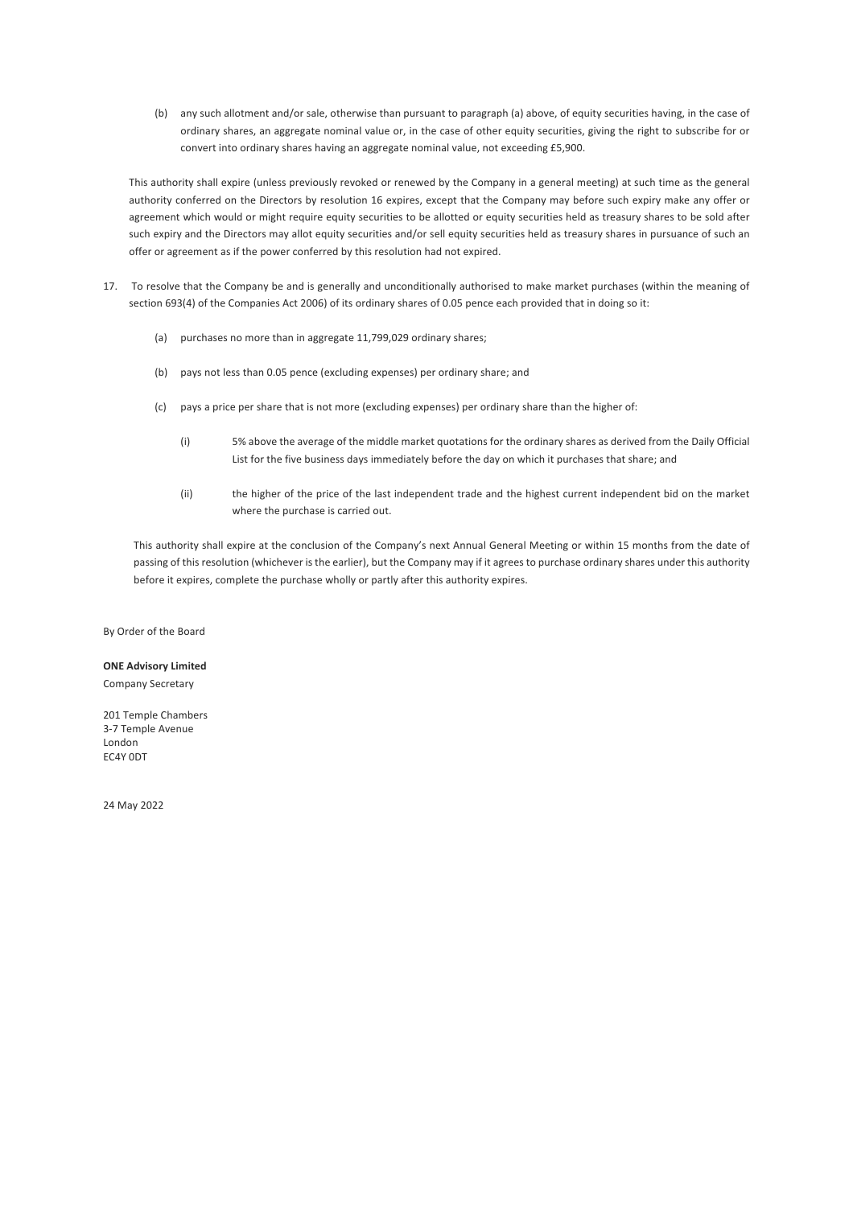(b) any such allotment and/or sale, otherwise than pursuant to paragraph (a) above, of equity securities having, in the case of ordinary shares, an aggregate nominal value or, in the case of other equity securities, giving the right to subscribe for or convert into ordinary shares having an aggregate nominal value, not exceeding £5,900.

This authority shall expire (unless previously revoked or renewed by the Company in a general meeting) at such time as the general authority conferred on the Directors by resolution 16 expires, except that the Company may before such expiry make any offer or agreement which would or might require equity securities to be allotted or equity securities held as treasury shares to be sold after such expiry and the Directors may allot equity securities and/or sell equity securities held as treasury shares in pursuance of such an offer or agreement as if the power conferred by this resolution had not expired.

17. To resolve that the Company be and is generally and unconditionally authorised to make market purchases (within the meaning of section 693(4) of the Companies Act 2006) of its ordinary shares of 0.05 pence each provided that in doing so it:

   (a) purchases no more than in aggregate 11,799,029 ordinary shares;

   (b) pays not less than 0.05 pence (excluding expenses) per ordinary share; and

   (c) pays a price per share that is not more (excluding expenses) per ordinary share than the higher of:

      (i) 5% above the average of the middle market quotations for the ordinary shares as derived from the Daily Official List for the five business days immediately before the day on which it purchases that share; and

      (ii) the higher of the price of the last independent trade and the highest current independent bid on the market where the purchase is carried out.

   This authority shall expire at the conclusion of the Company's next Annual General Meeting or within 15 months from the date of passing of this resolution (whichever is the earlier), but the Company may if it agrees to purchase ordinary shares under this authority before it expires, complete the purchase wholly or partly after this authority expires.

By Order of the Board

**ONE Advisory Limited**

Company Secretary

201 Temple Chambers
3-7 Temple Avenue
London
EC4Y 0DT

24 May 2022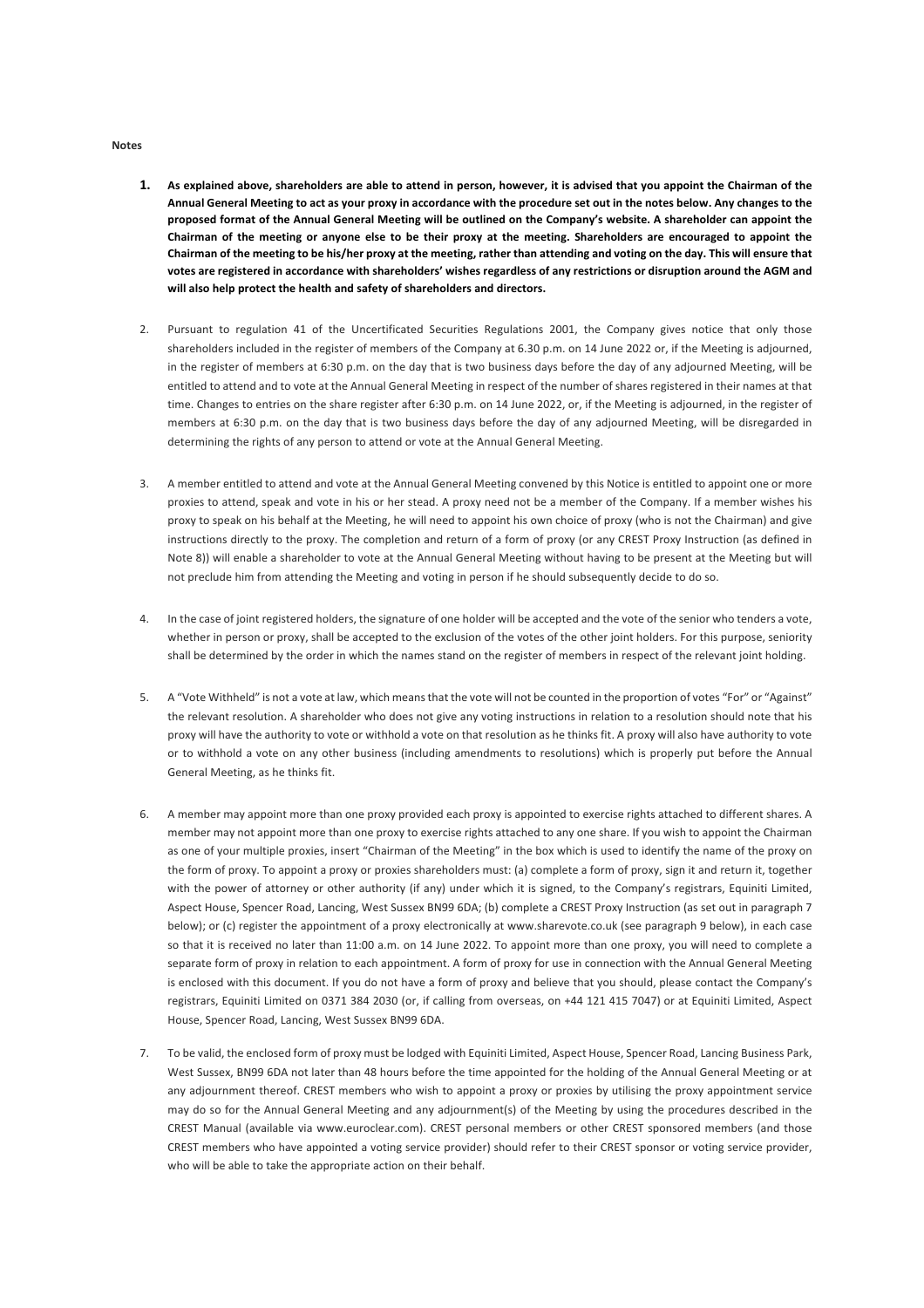**Notes**

1. **As explained above, shareholders are able to attend in person, however, it is advised that you appoint the Chairman of the Annual General Meeting to act as your proxy in accordance with the procedure set out in the notes below. Any changes to the proposed format of the Annual General Meeting will be outlined on the Company's website. A shareholder can appoint the Chairman of the meeting or anyone else to be their proxy at the meeting. Shareholders are encouraged to appoint the Chairman of the meeting to be his/her proxy at the meeting, rather than attending and voting on the day. This will ensure that votes are registered in accordance with shareholders' wishes regardless of any restrictions or disruption around the AGM and will also help protect the health and safety of shareholders and directors.**

2. Pursuant to regulation 41 of the Uncertificated Securities Regulations 2001, the Company gives notice that only those shareholders included in the register of members of the Company at 6.30 p.m. on 14 June 2022 or, if the Meeting is adjourned, in the register of members at 6:30 p.m. on the day that is two business days before the day of any adjourned Meeting, will be entitled to attend and to vote at the Annual General Meeting in respect of the number of shares registered in their names at that time. Changes to entries on the share register after 6:30 p.m. on 14 June 2022, or, if the Meeting is adjourned, in the register of members at 6:30 p.m. on the day that is two business days before the day of any adjourned Meeting, will be disregarded in determining the rights of any person to attend or vote at the Annual General Meeting.

3. A member entitled to attend and vote at the Annual General Meeting convened by this Notice is entitled to appoint one or more proxies to attend, speak and vote in his or her stead. A proxy need not be a member of the Company. If a member wishes his proxy to speak on his behalf at the Meeting, he will need to appoint his own choice of proxy (who is not the Chairman) and give instructions directly to the proxy. The completion and return of a form of proxy (or any CREST Proxy Instruction (as defined in Note 8)) will enable a shareholder to vote at the Annual General Meeting without having to be present at the Meeting but will not preclude him from attending the Meeting and voting in person if he should subsequently decide to do so.

4. In the case of joint registered holders, the signature of one holder will be accepted and the vote of the senior who tenders a vote, whether in person or proxy, shall be accepted to the exclusion of the votes of the other joint holders. For this purpose, seniority shall be determined by the order in which the names stand on the register of members in respect of the relevant joint holding.

5. A "Vote Withheld" is not a vote at law, which means that the vote will not be counted in the proportion of votes "For" or "Against" the relevant resolution. A shareholder who does not give any voting instructions in relation to a resolution should note that his proxy will have the authority to vote or withhold a vote on that resolution as he thinks fit. A proxy will also have authority to vote or to withhold a vote on any other business (including amendments to resolutions) which is properly put before the Annual General Meeting, as he thinks fit.

6. A member may appoint more than one proxy provided each proxy is appointed to exercise rights attached to different shares. A member may not appoint more than one proxy to exercise rights attached to any one share. If you wish to appoint the Chairman as one of your multiple proxies, insert "Chairman of the Meeting" in the box which is used to identify the name of the proxy on the form of proxy. To appoint a proxy or proxies shareholders must: (a) complete a form of proxy, sign it and return it, together with the power of attorney or other authority (if any) under which it is signed, to the Company's registrars, Equiniti Limited, Aspect House, Spencer Road, Lancing, West Sussex BN99 6DA; (b) complete a CREST Proxy Instruction (as set out in paragraph 7 below); or (c) register the appointment of a proxy electronically at www.sharevote.co.uk (see paragraph 9 below), in each case so that it is received no later than 11:00 a.m. on 14 June 2022. To appoint more than one proxy, you will need to complete a separate form of proxy in relation to each appointment. A form of proxy for use in connection with the Annual General Meeting is enclosed with this document. If you do not have a form of proxy and believe that you should, please contact the Company's registrars, Equiniti Limited on 0371 384 2030 (or, if calling from overseas, on +44 121 415 7047) or at Equiniti Limited, Aspect House, Spencer Road, Lancing, West Sussex BN99 6DA.

7. To be valid, the enclosed form of proxy must be lodged with Equiniti Limited, Aspect House, Spencer Road, Lancing Business Park, West Sussex, BN99 6DA not later than 48 hours before the time appointed for the holding of the Annual General Meeting or at any adjournment thereof. CREST members who wish to appoint a proxy or proxies by utilising the proxy appointment service may do so for the Annual General Meeting and any adjournment(s) of the Meeting by using the procedures described in the CREST Manual (available via www.euroclear.com). CREST personal members or other CREST sponsored members (and those CREST members who have appointed a voting service provider) should refer to their CREST sponsor or voting service provider, who will be able to take the appropriate action on their behalf.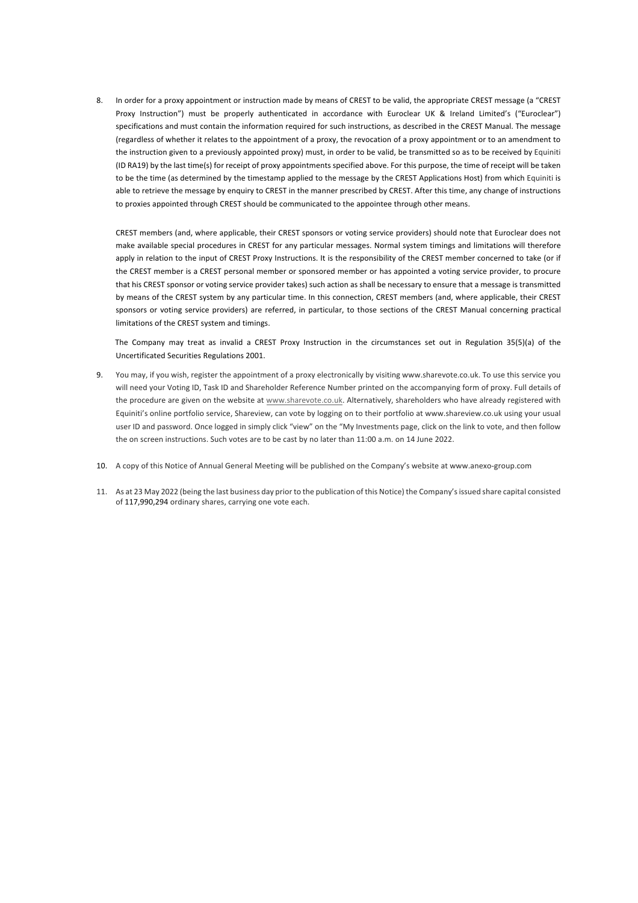8. In order for a proxy appointment or instruction made by means of CREST to be valid, the appropriate CREST message (a "CREST Proxy Instruction") must be properly authenticated in accordance with Euroclear UK & Ireland Limited's ("Euroclear") specifications and must contain the information required for such instructions, as described in the CREST Manual. The message (regardless of whether it relates to the appointment of a proxy, the revocation of a proxy appointment or to an amendment to the instruction given to a previously appointed proxy) must, in order to be valid, be transmitted so as to be received by Equiniti (ID RA19) by the last time(s) for receipt of proxy appointments specified above. For this purpose, the time of receipt will be taken to be the time (as determined by the timestamp applied to the message by the CREST Applications Host) from which Equiniti is able to retrieve the message by enquiry to CREST in the manner prescribed by CREST. After this time, any change of instructions to proxies appointed through CREST should be communicated to the appointee through other means.

   CREST members (and, where applicable, their CREST sponsors or voting service providers) should note that Euroclear does not make available special procedures in CREST for any particular messages. Normal system timings and limitations will therefore apply in relation to the input of CREST Proxy Instructions. It is the responsibility of the CREST member concerned to take (or if the CREST member is a CREST personal member or sponsored member or has appointed a voting service provider, to procure that his CREST sponsor or voting service provider takes) such action as shall be necessary to ensure that a message is transmitted by means of the CREST system by any particular time. In this connection, CREST members (and, where applicable, their CREST sponsors or voting service providers) are referred, in particular, to those sections of the CREST Manual concerning practical limitations of the CREST system and timings.

   The Company may treat as invalid a CREST Proxy Instruction in the circumstances set out in Regulation 35(5)(a) of the Uncertificated Securities Regulations 2001.

9. You may, if you wish, register the appointment of a proxy electronically by visiting www.sharevote.co.uk. To use this service you will need your Voting ID, Task ID and Shareholder Reference Number printed on the accompanying form of proxy. Full details of the procedure are given on the website at www.sharevote.co.uk. Alternatively, shareholders who have already registered with Equiniti's online portfolio service, Shareview, can vote by logging on to their portfolio at www.shareview.co.uk using your usual user ID and password. Once logged in simply click "view" on the "My Investments page, click on the link to vote, and then follow the on screen instructions. Such votes are to be cast by no later than 11:00 a.m. on 14 June 2022.

10. A copy of this Notice of Annual General Meeting will be published on the Company's website at www.anexo-group.com

11. As at 23 May 2022 (being the last business day prior to the publication of this Notice) the Company's issued share capital consisted of 117,990,294 ordinary shares, carrying one vote each.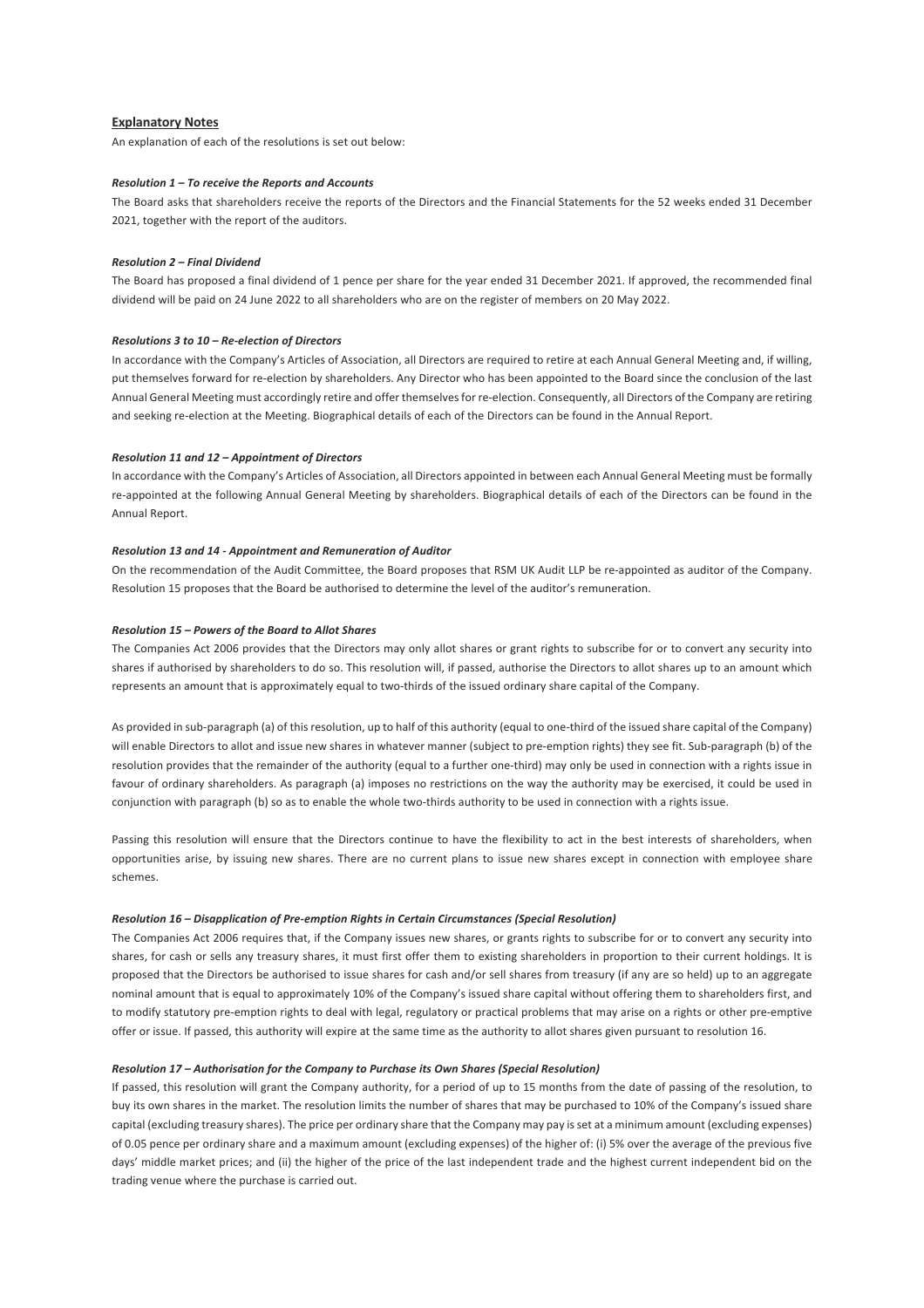## Explanatory Notes

An explanation of each of the resolutions is set out below:

### *Resolution 1 – To receive the Reports and Accounts*

The Board asks that shareholders receive the reports of the Directors and the Financial Statements for the 52 weeks ended 31 December 2021, together with the report of the auditors.

### *Resolution 2 – Final Dividend*

The Board has proposed a final dividend of 1 pence per share for the year ended 31 December 2021. If approved, the recommended final dividend will be paid on 24 June 2022 to all shareholders who are on the register of members on 20 May 2022.

### *Resolutions 3 to 10 – Re-election of Directors*

In accordance with the Company's Articles of Association, all Directors are required to retire at each Annual General Meeting and, if willing, put themselves forward for re-election by shareholders. Any Director who has been appointed to the Board since the conclusion of the last Annual General Meeting must accordingly retire and offer themselves for re-election. Consequently, all Directors of the Company are retiring and seeking re-election at the Meeting. Biographical details of each of the Directors can be found in the Annual Report.

### *Resolution 11 and 12 – Appointment of Directors*

In accordance with the Company's Articles of Association, all Directors appointed in between each Annual General Meeting must be formally re-appointed at the following Annual General Meeting by shareholders. Biographical details of each of the Directors can be found in the Annual Report.

### *Resolution 13 and 14 - Appointment and Remuneration of Auditor*

On the recommendation of the Audit Committee, the Board proposes that RSM UK Audit LLP be re-appointed as auditor of the Company. Resolution 15 proposes that the Board be authorised to determine the level of the auditor's remuneration.

### *Resolution 15 – Powers of the Board to Allot Shares*

The Companies Act 2006 provides that the Directors may only allot shares or grant rights to subscribe for or to convert any security into shares if authorised by shareholders to do so. This resolution will, if passed, authorise the Directors to allot shares up to an amount which represents an amount that is approximately equal to two-thirds of the issued ordinary share capital of the Company.

As provided in sub-paragraph (a) of this resolution, up to half of this authority (equal to one-third of the issued share capital of the Company) will enable Directors to allot and issue new shares in whatever manner (subject to pre-emption rights) they see fit. Sub-paragraph (b) of the resolution provides that the remainder of the authority (equal to a further one-third) may only be used in connection with a rights issue in favour of ordinary shareholders. As paragraph (a) imposes no restrictions on the way the authority may be exercised, it could be used in conjunction with paragraph (b) so as to enable the whole two-thirds authority to be used in connection with a rights issue.

Passing this resolution will ensure that the Directors continue to have the flexibility to act in the best interests of shareholders, when opportunities arise, by issuing new shares. There are no current plans to issue new shares except in connection with employee share schemes.

### *Resolution 16 – Disapplication of Pre-emption Rights in Certain Circumstances (Special Resolution)*

The Companies Act 2006 requires that, if the Company issues new shares, or grants rights to subscribe for or to convert any security into shares, for cash or sells any treasury shares, it must first offer them to existing shareholders in proportion to their current holdings. It is proposed that the Directors be authorised to issue shares for cash and/or sell shares from treasury (if any are so held) up to an aggregate nominal amount that is equal to approximately 10% of the Company's issued share capital without offering them to shareholders first, and to modify statutory pre-emption rights to deal with legal, regulatory or practical problems that may arise on a rights or other pre-emptive offer or issue. If passed, this authority will expire at the same time as the authority to allot shares given pursuant to resolution 16.

### *Resolution 17 – Authorisation for the Company to Purchase its Own Shares (Special Resolution)*

If passed, this resolution will grant the Company authority, for a period of up to 15 months from the date of passing of the resolution, to buy its own shares in the market. The resolution limits the number of shares that may be purchased to 10% of the Company's issued share capital (excluding treasury shares). The price per ordinary share that the Company may pay is set at a minimum amount (excluding expenses) of 0.05 pence per ordinary share and a maximum amount (excluding expenses) of the higher of: (i) 5% over the average of the previous five days' middle market prices; and (ii) the higher of the price of the last independent trade and the highest current independent bid on the trading venue where the purchase is carried out.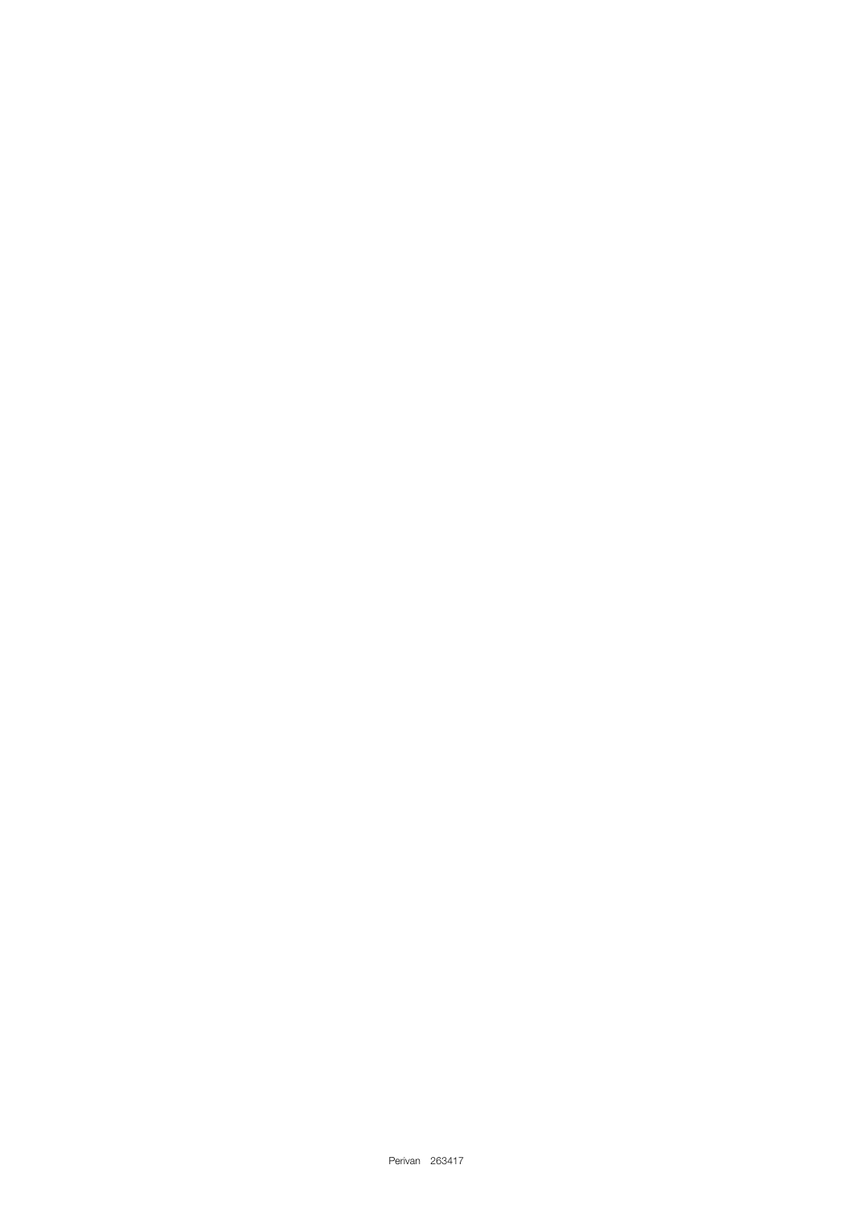Perivan 263417